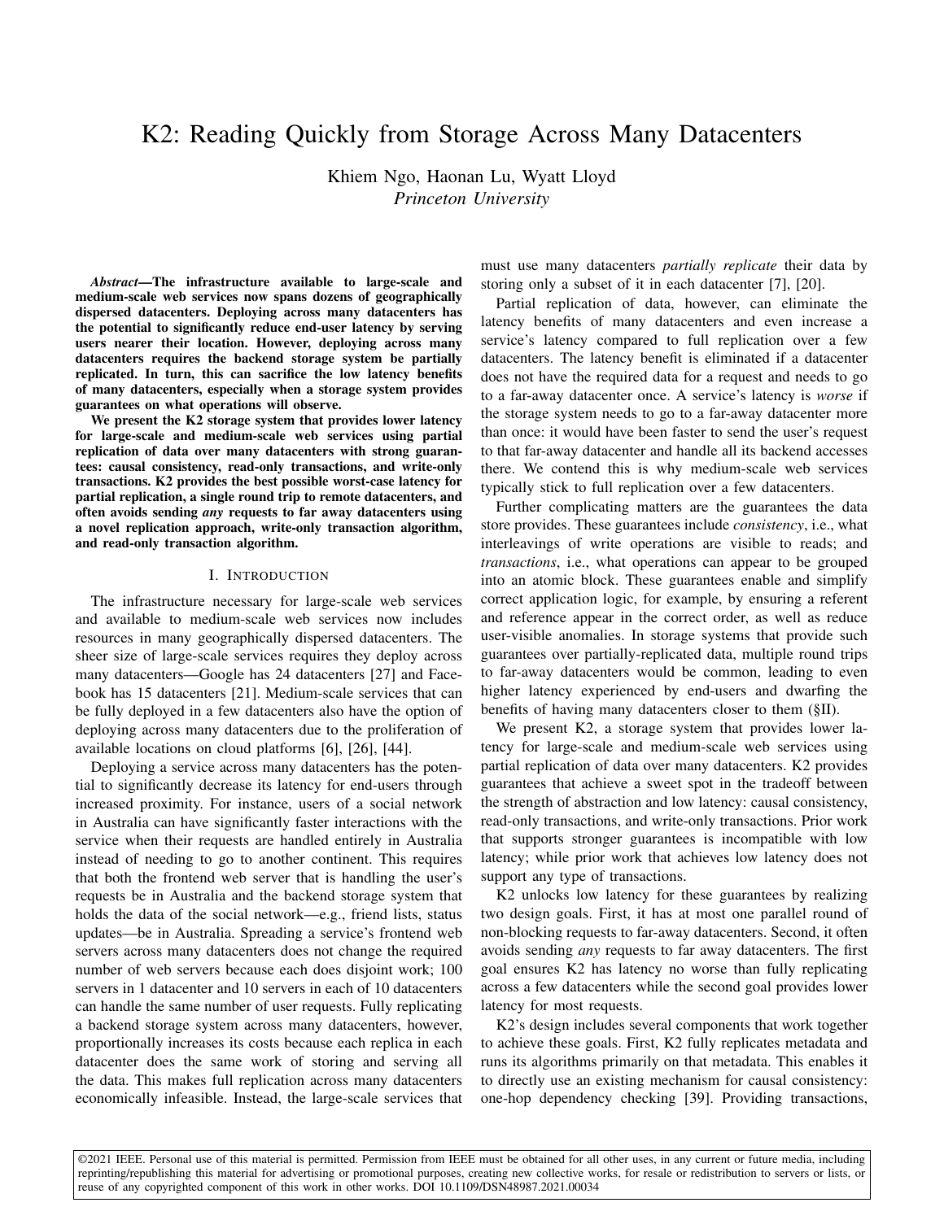# K2: Reading Quickly from Storage Across Many Datacenters

Khiem Ngo, Haonan Lu, Wyatt Lloyd
*Princeton University*

***Abstract*—The infrastructure available to large-scale and medium-scale web services now spans dozens of geographically dispersed datacenters. Deploying across many datacenters has the potential to significantly reduce end-user latency by serving users nearer their location. However, deploying across many datacenters requires the backend storage system be partially replicated. In turn, this can sacrifice the low latency benefits of many datacenters, especially when a storage system provides guarantees on what operations will observe.**

**We present the K2 storage system that provides lower latency for large-scale and medium-scale web services using partial replication of data over many datacenters with strong guarantees: causal consistency, read-only transactions, and write-only transactions. K2 provides the best possible worst-case latency for partial replication, a single round trip to remote datacenters, and often avoids sending *any* requests to far away datacenters using a novel replication approach, write-only transaction algorithm, and read-only transaction algorithm.**

## I. Introduction

The infrastructure necessary for large-scale web services and available to medium-scale web services now includes resources in many geographically dispersed datacenters. The sheer size of large-scale services requires they deploy across many datacenters—Google has 24 datacenters [27] and Facebook has 15 datacenters [21]. Medium-scale services that can be fully deployed in a few datacenters also have the option of deploying across many datacenters due to the proliferation of available locations on cloud platforms [6], [26], [44].

Deploying a service across many datacenters has the potential to significantly decrease its latency for end-users through increased proximity. For instance, users of a social network in Australia can have significantly faster interactions with the service when their requests are handled entirely in Australia instead of needing to go to another continent. This requires that both the frontend web server that is handling the user's requests be in Australia and the backend storage system that holds the data of the social network—e.g., friend lists, status updates—be in Australia. Spreading a service's frontend web servers across many datacenters does not change the required number of web servers because each does disjoint work; 100 servers in 1 datacenter and 10 servers in each of 10 datacenters can handle the same number of user requests. Fully replicating a backend storage system across many datacenters, however, proportionally increases its costs because each replica in each datacenter does the same work of storing and serving all the data. This makes full replication across many datacenters economically infeasible. Instead, the large-scale services that must use many datacenters *partially replicate* their data by storing only a subset of it in each datacenter [7], [20].

Partial replication of data, however, can eliminate the latency benefits of many datacenters and even increase a service's latency compared to full replication over a few datacenters. The latency benefit is eliminated if a datacenter does not have the required data for a request and needs to go to a far-away datacenter once. A service's latency is *worse* if the storage system needs to go to a far-away datacenter more than once: it would have been faster to send the user's request to that far-away datacenter and handle all its backend accesses there. We contend this is why medium-scale web services typically stick to full replication over a few datacenters.

Further complicating matters are the guarantees the data store provides. These guarantees include *consistency*, i.e., what interleavings of write operations are visible to reads; and *transactions*, i.e., what operations can appear to be grouped into an atomic block. These guarantees enable and simplify correct application logic, for example, by ensuring a referent and reference appear in the correct order, as well as reduce user-visible anomalies. In storage systems that provide such guarantees over partially-replicated data, multiple round trips to far-away datacenters would be common, leading to even higher latency experienced by end-users and dwarfing the benefits of having many datacenters closer to them (§II).

We present K2, a storage system that provides lower latency for large-scale and medium-scale web services using partial replication of data over many datacenters. K2 provides guarantees that achieve a sweet spot in the tradeoff between the strength of abstraction and low latency: causal consistency, read-only transactions, and write-only transactions. Prior work that supports stronger guarantees is incompatible with low latency; while prior work that achieves low latency does not support any type of transactions.

K2 unlocks low latency for these guarantees by realizing two design goals. First, it has at most one parallel round of non-blocking requests to far-away datacenters. Second, it often avoids sending *any* requests to far away datacenters. The first goal ensures K2 has latency no worse than fully replicating across a few datacenters while the second goal provides lower latency for most requests.

K2's design includes several components that work together to achieve these goals. First, K2 fully replicates metadata and runs its algorithms primarily on that metadata. This enables it to directly use an existing mechanism for causal consistency: one-hop dependency checking [39]. Providing transactions,

©2021 IEEE. Personal use of this material is permitted. Permission from IEEE must be obtained for all other uses, in any current or future media, including reprinting/republishing this material for advertising or promotional purposes, creating new collective works, for resale or redistribution to servers or lists, or reuse of any copyrighted component of this work in other works. DOI 10.1109/DSN48987.2021.00034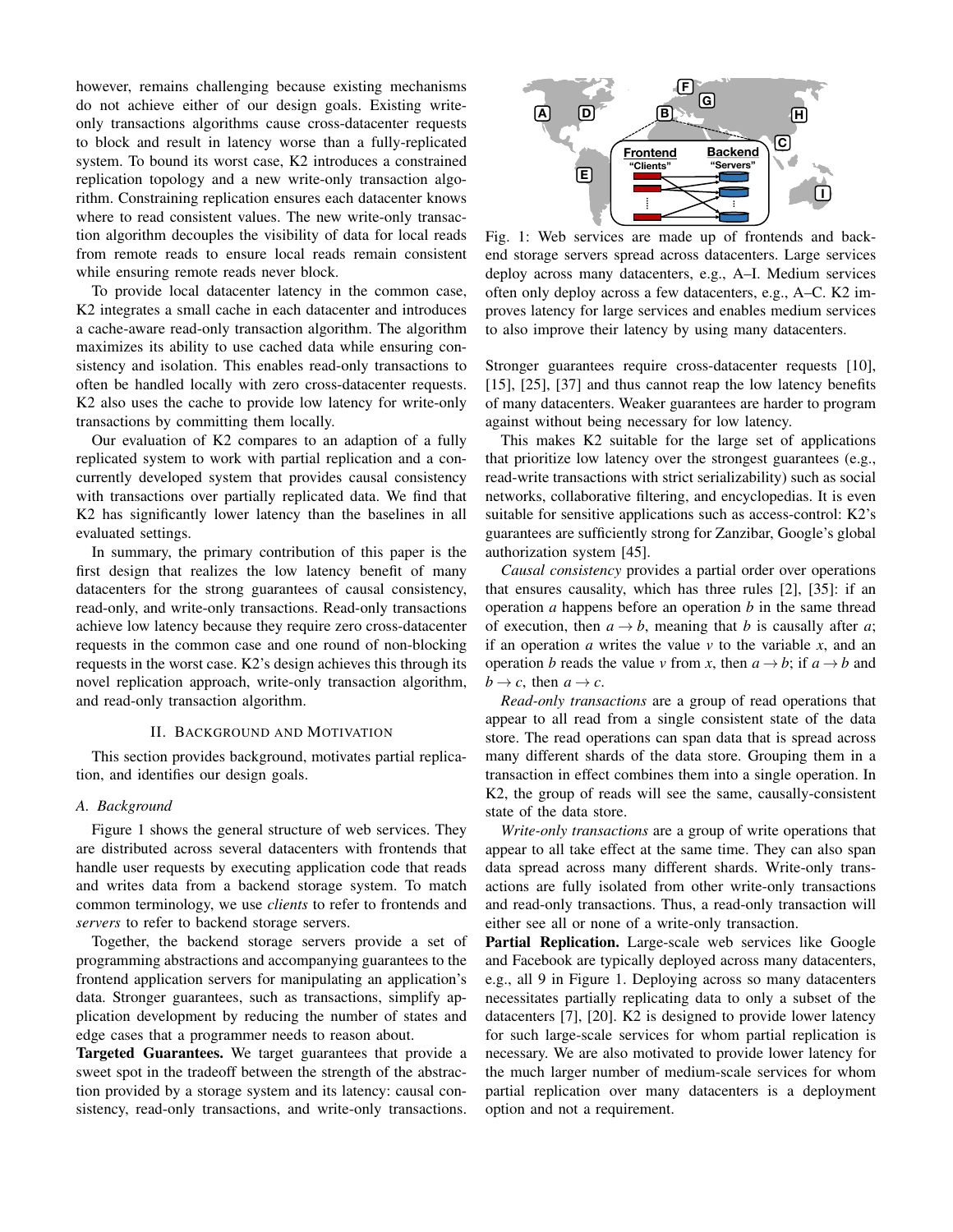however, remains challenging because existing mechanisms do not achieve either of our design goals. Existing write-only transactions algorithms cause cross-datacenter requests to block and result in latency worse than a fully-replicated system. To bound its worst case, K2 introduces a constrained replication topology and a new write-only transaction algorithm. Constraining replication ensures each datacenter knows where to read consistent values. The new write-only transaction algorithm decouples the visibility of data for local reads from remote reads to ensure local reads remain consistent while ensuring remote reads never block.

To provide local datacenter latency in the common case, K2 integrates a small cache in each datacenter and introduces a cache-aware read-only transaction algorithm. The algorithm maximizes its ability to use cached data while ensuring consistency and isolation. This enables read-only transactions to often be handled locally with zero cross-datacenter requests. K2 also uses the cache to provide low latency for write-only transactions by committing them locally.

Our evaluation of K2 compares to an adaption of a fully replicated system to work with partial replication and a concurrently developed system that provides causal consistency with transactions over partially replicated data. We find that K2 has significantly lower latency than the baselines in all evaluated settings.

In summary, the primary contribution of this paper is the first design that realizes the low latency benefit of many datacenters for the strong guarantees of causal consistency, read-only, and write-only transactions. Read-only transactions achieve low latency because they require zero cross-datacenter requests in the common case and one round of non-blocking requests in the worst case. K2's design achieves this through its novel replication approach, write-only transaction algorithm, and read-only transaction algorithm.

## II. Background and Motivation

This section provides background, motivates partial replication, and identifies our design goals.

### A. Background

Figure 1 shows the general structure of web services. They are distributed across several datacenters with frontends that handle user requests by executing application code that reads and writes data from a backend storage system. To match common terminology, we use *clients* to refer to frontends and *servers* to refer to backend storage servers.

Together, the backend storage servers provide a set of programming abstractions and accompanying guarantees to the frontend application servers for manipulating an application's data. Stronger guarantees, such as transactions, simplify application development by reducing the number of states and edge cases that a programmer needs to reason about.

**Targeted Guarantees.** We target guarantees that provide a sweet spot in the tradeoff between the strength of the abstraction provided by a storage system and its latency: causal consistency, read-only transactions, and write-only transactions. Stronger guarantees require cross-datacenter requests [10], [15], [25], [37] and thus cannot reap the low latency benefits of many datacenters. Weaker guarantees are harder to program against without being necessary for low latency.

Fig. 1: Web services are made up of frontends and backend storage servers spread across datacenters. Large services deploy across many datacenters, e.g., A–I. Medium services often only deploy across a few datacenters, e.g., A–C. K2 improves latency for large services and enables medium services to also improve their latency by using many datacenters.

This makes K2 suitable for the large set of applications that prioritize low latency over the strongest guarantees (e.g., read-write transactions with strict serializability) such as social networks, collaborative filtering, and encyclopedias. It is even suitable for sensitive applications such as access-control: K2's guarantees are sufficiently strong for Zanzibar, Google's global authorization system [45].

*Causal consistency* provides a partial order over operations that ensures causality, which has three rules [2], [35]: if an operation $a$ happens before an operation $b$ in the same thread of execution, then $a \rightarrow b$, meaning that $b$ is causally after $a$; if an operation $a$ writes the value $v$ to the variable $x$, and an operation $b$ reads the value $v$ from $x$, then $a \rightarrow b$; if $a \rightarrow b$ and $b \rightarrow c$, then $a \rightarrow c$.

*Read-only transactions* are a group of read operations that appear to all read from a single consistent state of the data store. The read operations can span data that is spread across many different shards of the data store. Grouping them in a transaction in effect combines them into a single operation. In K2, the group of reads will see the same, causally-consistent state of the data store.

*Write-only transactions* are a group of write operations that appear to all take effect at the same time. They can also span data spread across many different shards. Write-only transactions are fully isolated from other write-only transactions and read-only transactions. Thus, a read-only transaction will either see all or none of a write-only transaction.

**Partial Replication.** Large-scale web services like Google and Facebook are typically deployed across many datacenters, e.g., all 9 in Figure 1. Deploying across so many datacenters necessitates partially replicating data to only a subset of the datacenters [7], [20]. K2 is designed to provide lower latency for such large-scale services for whom partial replication is necessary. We are also motivated to provide lower latency for the much larger number of medium-scale services for whom partial replication over many datacenters is a deployment option and not a requirement.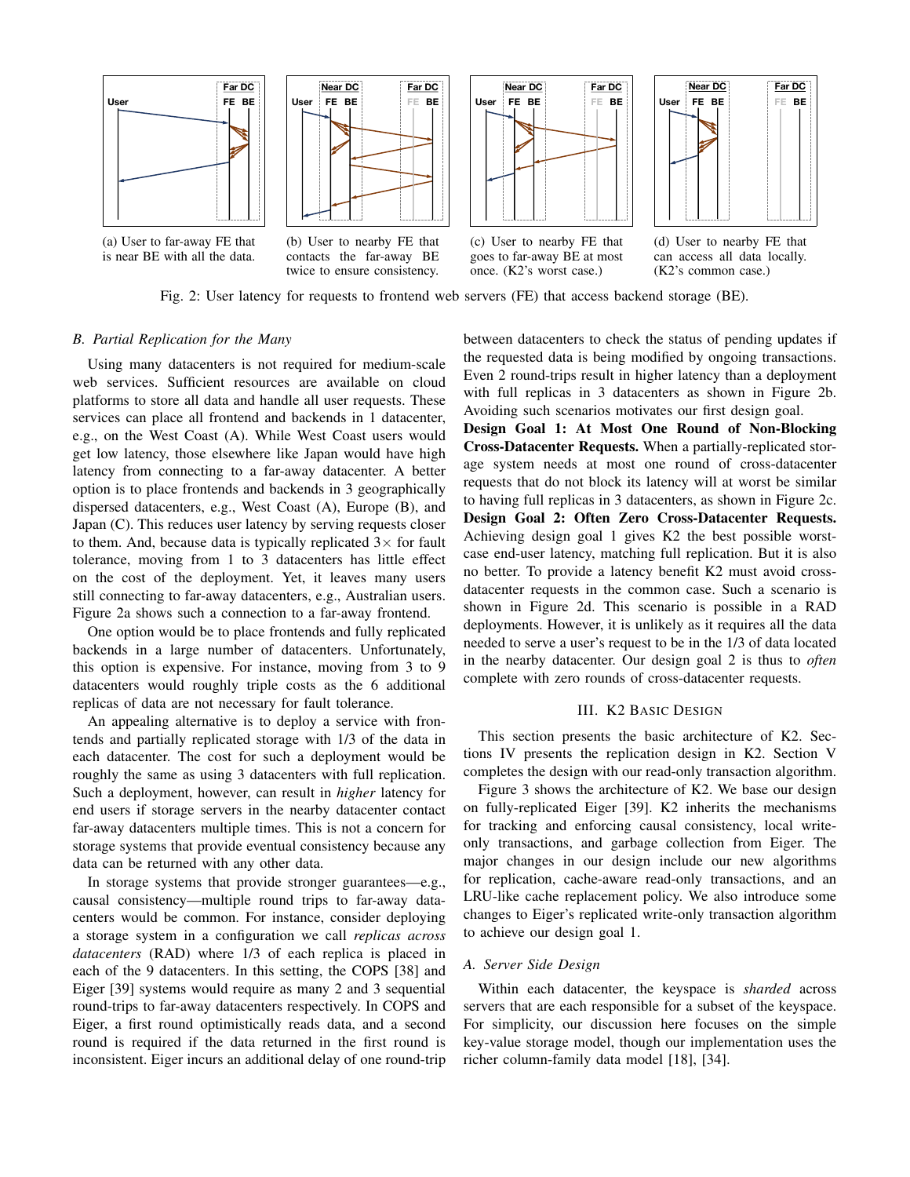(a) User to far-away FE that is near BE with all the data.

(b) User to nearby FE that contacts the far-away BE twice to ensure consistency.

(c) User to nearby FE that goes to far-away BE at most once. (K2's worst case.)

(d) User to nearby FE that can access all data locally. (K2's common case.)

Fig. 2: User latency for requests to frontend web servers (FE) that access backend storage (BE).

### B. Partial Replication for the Many

Using many datacenters is not required for medium-scale web services. Sufficient resources are available on cloud platforms to store all data and handle all user requests. These services can place all frontend and backends in 1 datacenter, e.g., on the West Coast (A). While West Coast users would get low latency, those elsewhere like Japan would have high latency from connecting to a far-away datacenter. A better option is to place frontends and backends in 3 geographically dispersed datacenters, e.g., West Coast (A), Europe (B), and Japan (C). This reduces user latency by serving requests closer to them. And, because data is typically replicated 3× for fault tolerance, moving from 1 to 3 datacenters has little effect on the cost of the deployment. Yet, it leaves many users still connecting to far-away datacenters, e.g., Australian users. Figure 2a shows such a connection to a far-away frontend.

One option would be to place frontends and fully replicated backends in a large number of datacenters. Unfortunately, this option is expensive. For instance, moving from 3 to 9 datacenters would roughly triple costs as the 6 additional replicas of data are not necessary for fault tolerance.

An appealing alternative is to deploy a service with frontends and partially replicated storage with 1/3 of the data in each datacenter. The cost for such a deployment would be roughly the same as using 3 datacenters with full replication. Such a deployment, however, can result in *higher* latency for end users if storage servers in the nearby datacenter contact far-away datacenters multiple times. This is not a concern for storage systems that provide eventual consistency because any data can be returned with any other data.

In storage systems that provide stronger guarantees—e.g., causal consistency—multiple round trips to far-away datacenters would be common. For instance, consider deploying a storage system in a configuration we call *replicas across datacenters* (RAD) where 1/3 of each replica is placed in each of the 9 datacenters. In this setting, the COPS [38] and Eiger [39] systems would require as many 2 and 3 sequential round-trips to far-away datacenters respectively. In COPS and Eiger, a first round optimistically reads data, and a second round is required if the data returned in the first round is inconsistent. Eiger incurs an additional delay of one round-trip between datacenters to check the status of pending updates if the requested data is being modified by ongoing transactions. Even 2 round-trips result in higher latency than a deployment with full replicas in 3 datacenters as shown in Figure 2b. Avoiding such scenarios motivates our first design goal.

**Design Goal 1: At Most One Round of Non-Blocking Cross-Datacenter Requests.** When a partially-replicated storage system needs at most one round of cross-datacenter requests that do not block its latency will at worst be similar to having full replicas in 3 datacenters, as shown in Figure 2c.

**Design Goal 2: Often Zero Cross-Datacenter Requests.** Achieving design goal 1 gives K2 the best possible worst-case end-user latency, matching full replication. But it is also no better. To provide a latency benefit K2 must avoid cross-datacenter requests in the common case. Such a scenario is shown in Figure 2d. This scenario is possible in a RAD deployments. However, it is unlikely as it requires all the data needed to serve a user's request to be in the 1/3 of data located in the nearby datacenter. Our design goal 2 is thus to *often* complete with zero rounds of cross-datacenter requests.

## III. K2 Basic Design

This section presents the basic architecture of K2. Sections IV presents the replication design in K2. Section V completes the design with our read-only transaction algorithm.

Figure 3 shows the architecture of K2. We base our design on fully-replicated Eiger [39]. K2 inherits the mechanisms for tracking and enforcing causal consistency, local write-only transactions, and garbage collection from Eiger. The major changes in our design include our new algorithms for replication, cache-aware read-only transactions, and an LRU-like cache replacement policy. We also introduce some changes to Eiger's replicated write-only transaction algorithm to achieve our design goal 1.

### A. Server Side Design

Within each datacenter, the keyspace is *sharded* across servers that are each responsible for a subset of the keyspace. For simplicity, our discussion here focuses on the simple key-value storage model, though our implementation uses the richer column-family data model [18], [34].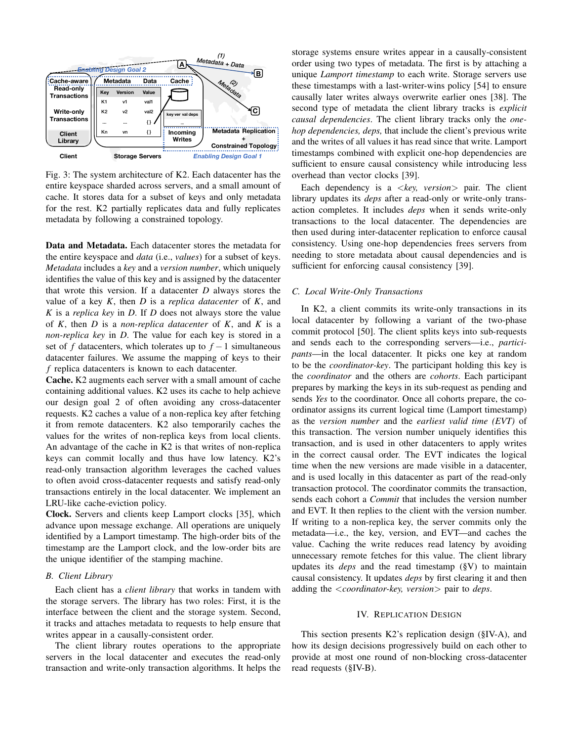Fig. 3: The system architecture of K2. Each datacenter has the entire keyspace sharded across servers, and a small amount of cache. It stores data for a subset of keys and only metadata for the rest. K2 partially replicates data and fully replicates metadata by following a constrained topology.

**Data and Metadata.** Each datacenter stores the metadata for the entire keyspace and *data* (i.e., *values*) for a subset of keys. *Metadata* includes a *key* and a *version number*, which uniquely identifies the value of this key and is assigned by the datacenter that wrote this version. If a datacenter $D$ always stores the value of a key $K$, then $D$ is a *replica datacenter* of $K$, and $K$ is a *replica key* in $D$. If $D$ does not always store the value of $K$, then $D$ is a *non-replica datacenter* of $K$, and $K$ is a *non-replica key* in $D$. The value for each key is stored in a set of $f$ datacenters, which tolerates up to $f-1$ simultaneous datacenter failures. We assume the mapping of keys to their $f$ replica datacenters is known to each datacenter.

**Cache.** K2 augments each server with a small amount of cache containing additional values. K2 uses its cache to help achieve our design goal 2 of often avoiding any cross-datacenter requests. K2 caches a value of a non-replica key after fetching it from remote datacenters. K2 also temporarily caches the values for the writes of non-replica keys from local clients. An advantage of the cache in K2 is that writes of non-replica keys can commit locally and thus have low latency. K2's read-only transaction algorithm leverages the cached values to often avoid cross-datacenter requests and satisfy read-only transactions entirely in the local datacenter. We implement an LRU-like cache-eviction policy.

**Clock.** Servers and clients keep Lamport clocks [35], which advance upon message exchange. All operations are uniquely identified by a Lamport timestamp. The high-order bits of the timestamp are the Lamport clock, and the low-order bits are the unique identifier of the stamping machine.

### B. Client Library

Each client has a *client library* that works in tandem with the storage servers. The library has two roles: First, it is the interface between the client and the storage system. Second, it tracks and attaches metadata to requests to help ensure that writes appear in a causally-consistent order.

The client library routes operations to the appropriate servers in the local datacenter and executes the read-only transaction and write-only transaction algorithms. It helps the storage systems ensure writes appear in a causally-consistent order using two types of metadata. The first is by attaching a unique *Lamport timestamp* to each write. Storage servers use these timestamps with a last-writer-wins policy [54] to ensure causally later writes always overwrite earlier ones [38]. The second type of metadata the client library tracks is *explicit causal dependencies*. The client library tracks only the *one-hop dependencies, deps,* that include the client's previous write and the writes of all values it has read since that write. Lamport timestamps combined with explicit one-hop dependencies are sufficient to ensure causal consistency while introducing less overhead than vector clocks [39].

Each dependency is a <*key, version*> pair. The client library updates its *deps* after a read-only or write-only transaction completes. It includes *deps* when it sends write-only transactions to the local datacenter. The dependencies are then used during inter-datacenter replication to enforce causal consistency. Using one-hop dependencies frees servers from needing to store metadata about causal dependencies and is sufficient for enforcing causal consistency [39].

### C. Local Write-Only Transactions

In K2, a client commits its write-only transactions in its local datacenter by following a variant of the two-phase commit protocol [50]. The client splits keys into sub-requests and sends each to the corresponding servers—i.e., *participants*—in the local datacenter. It picks one key at random to be the *coordinator-key*. The participant holding this key is the *coordinator* and the others are *cohorts*. Each participant prepares by marking the keys in its sub-request as pending and sends *Yes* to the coordinator. Once all cohorts prepare, the coordinator assigns its current logical time (Lamport timestamp) as the *version number* and the *earliest valid time (EVT)* of this transaction. The version number uniquely identifies this transaction, and is used in other datacenters to apply writes in the correct causal order. The EVT indicates the logical time when the new versions are made visible in a datacenter, and is used locally in this datacenter as part of the read-only transaction protocol. The coordinator commits the transaction, sends each cohort a *Commit* that includes the version number and EVT. It then replies to the client with the version number. If writing to a non-replica key, the server commits only the metadata—i.e., the key, version, and EVT—and caches the value. Caching the write reduces read latency by avoiding unnecessary remote fetches for this value. The client library updates its *deps* and the read timestamp (§V) to maintain causal consistency. It updates *deps* by first clearing it and then adding the <*coordinator-key, version*> pair to *deps*.

## IV. Replication Design

This section presents K2's replication design (§IV-A), and how its design decisions progressively build on each other to provide at most one round of non-blocking cross-datacenter read requests (§IV-B).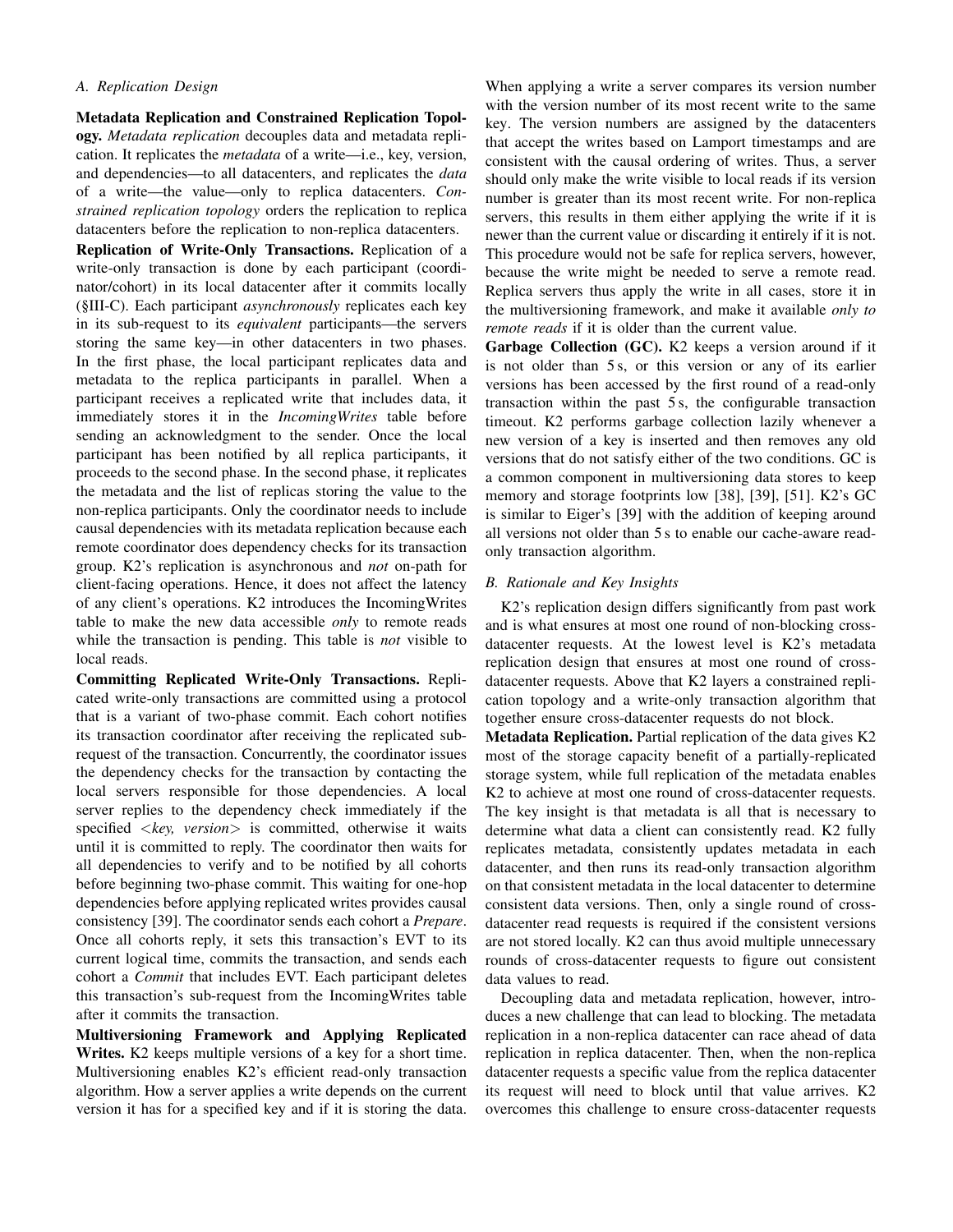### A. Replication Design

**Metadata Replication and Constrained Replication Topology.** *Metadata replication* decouples data and metadata replication. It replicates the *metadata* of a write—i.e., key, version, and dependencies—to all datacenters, and replicates the *data* of a write—the value—only to replica datacenters. *Constrained replication topology* orders the replication to replica datacenters before the replication to non-replica datacenters.

**Replication of Write-Only Transactions.** Replication of a write-only transaction is done by each participant (coordinator/cohort) in its local datacenter after it commits locally (§III-C). Each participant *asynchronously* replicates each key in its sub-request to its *equivalent* participants—the servers storing the same key—in other datacenters in two phases. In the first phase, the local participant replicates data and metadata to the replica participants in parallel. When a participant receives a replicated write that includes data, it immediately stores it in the *IncomingWrites* table before sending an acknowledgment to the sender. Once the local participant has been notified by all replica participants, it proceeds to the second phase. In the second phase, it replicates the metadata and the list of replicas storing the value to the non-replica participants. Only the coordinator needs to include causal dependencies with its metadata replication because each remote coordinator does dependency checks for its transaction group. K2's replication is asynchronous and *not* on-path for client-facing operations. Hence, it does not affect the latency of any client's operations. K2 introduces the IncomingWrites table to make the new data accessible *only* to remote reads while the transaction is pending. This table is *not* visible to local reads.

**Committing Replicated Write-Only Transactions.** Replicated write-only transactions are committed using a protocol that is a variant of two-phase commit. Each cohort notifies its transaction coordinator after receiving the replicated sub-request of the transaction. Concurrently, the coordinator issues the dependency checks for the transaction by contacting the local servers responsible for those dependencies. A local server replies to the dependency check immediately if the specified <*key, version*> is committed, otherwise it waits until it is committed to reply. The coordinator then waits for all dependencies to verify and to be notified by all cohorts before beginning two-phase commit. This waiting for one-hop dependencies before applying replicated writes provides causal consistency [39]. The coordinator sends each cohort a *Prepare*. Once all cohorts reply, it sets this transaction's EVT to its current logical time, commits the transaction, and sends each cohort a *Commit* that includes EVT. Each participant deletes this transaction's sub-request from the IncomingWrites table after it commits the transaction.

**Multiversioning Framework and Applying Replicated Writes.** K2 keeps multiple versions of a key for a short time. Multiversioning enables K2's efficient read-only transaction algorithm. How a server applies a write depends on the current version it has for a specified key and if it is storing the data. When applying a write a server compares its version number with the version number of its most recent write to the same key. The version numbers are assigned by the datacenters that accept the writes based on Lamport timestamps and are consistent with the causal ordering of writes. Thus, a server should only make the write visible to local reads if its version number is greater than its most recent write. For non-replica servers, this results in them either applying the write if it is newer than the current value or discarding it entirely if it is not. This procedure would not be safe for replica servers, however, because the write might be needed to serve a remote read. Replica servers thus apply the write in all cases, store it in the multiversioning framework, and make it available *only to remote reads* if it is older than the current value.

**Garbage Collection (GC).** K2 keeps a version around if it is not older than 5 s, or this version or any of its earlier versions has been accessed by the first round of a read-only transaction within the past 5 s, the configurable transaction timeout. K2 performs garbage collection lazily whenever a new version of a key is inserted and then removes any old versions that do not satisfy either of the two conditions. GC is a common component in multiversioning data stores to keep memory and storage footprints low [38], [39], [51]. K2's GC is similar to Eiger's [39] with the addition of keeping around all versions not older than 5 s to enable our cache-aware read-only transaction algorithm.

### B. Rationale and Key Insights

K2's replication design differs significantly from past work and is what ensures at most one round of non-blocking cross-datacenter requests. At the lowest level is K2's metadata replication design that ensures at most one round of cross-datacenter requests. Above that K2 layers a constrained replication topology and a write-only transaction algorithm that together ensure cross-datacenter requests do not block.

**Metadata Replication.** Partial replication of the data gives K2 most of the storage capacity benefit of a partially-replicated storage system, while full replication of the metadata enables K2 to achieve at most one round of cross-datacenter requests. The key insight is that metadata is all that is necessary to determine what data a client can consistently read. K2 fully replicates metadata, consistently updates metadata in each datacenter, and then runs its read-only transaction algorithm on that consistent metadata in the local datacenter to determine consistent data versions. Then, only a single round of cross-datacenter read requests is required if the consistent versions are not stored locally. K2 can thus avoid multiple unnecessary rounds of cross-datacenter requests to figure out consistent data values to read.

Decoupling data and metadata replication, however, introduces a new challenge that can lead to blocking. The metadata replication in a non-replica datacenter can race ahead of data replication in replica datacenter. Then, when the non-replica datacenter requests a specific value from the replica datacenter its request will need to block until that value arrives. K2 overcomes this challenge to ensure cross-datacenter requests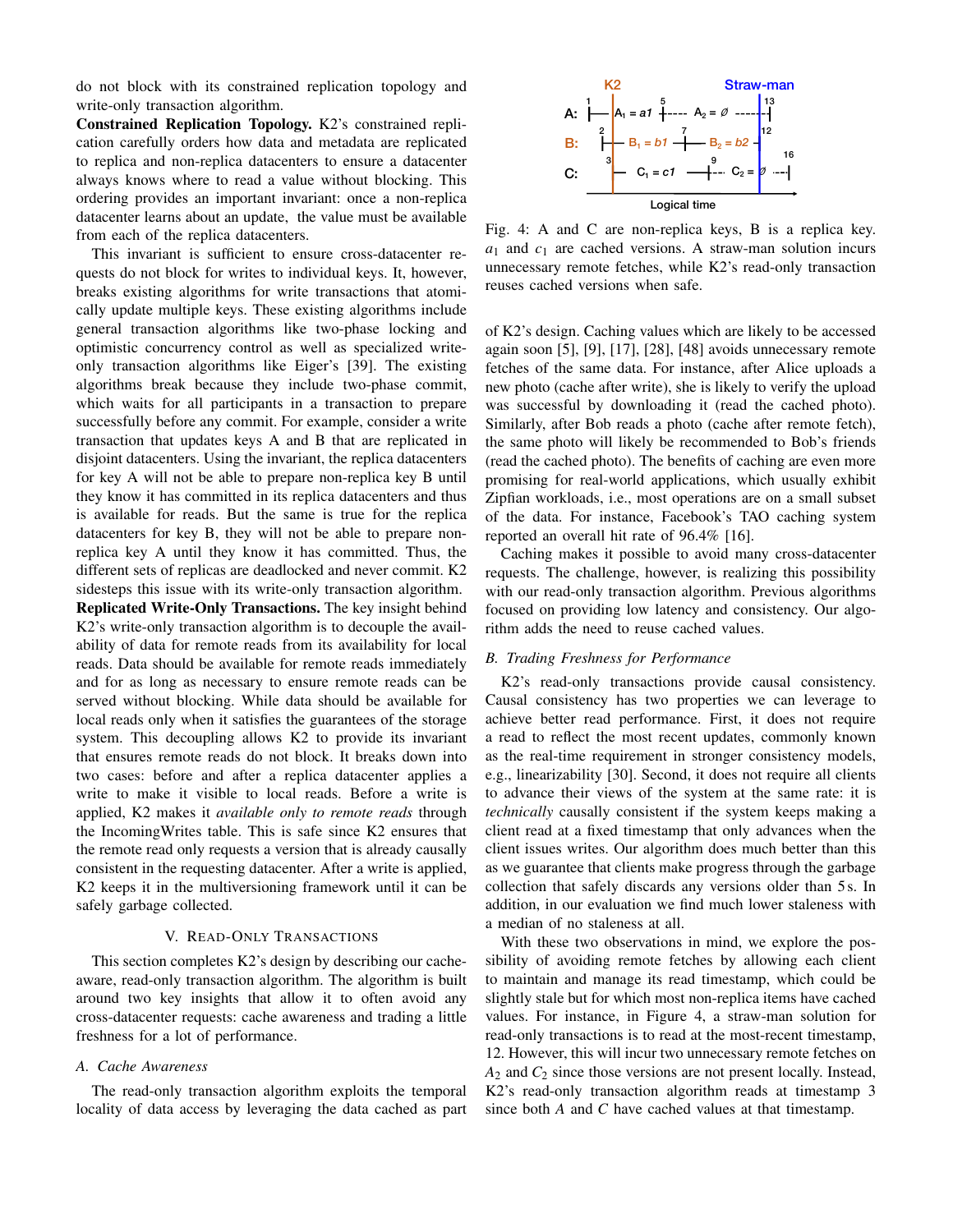do not block with its constrained replication topology and write-only transaction algorithm.

**Constrained Replication Topology.** K2's constrained replication carefully orders how data and metadata are replicated to replica and non-replica datacenters to ensure a datacenter always knows where to read a value without blocking. This ordering provides an important invariant: once a non-replica datacenter learns about an update, the value must be available from each of the replica datacenters.

This invariant is sufficient to ensure cross-datacenter requests do not block for writes to individual keys. It, however, breaks existing algorithms for write transactions that atomically update multiple keys. These existing algorithms include general transaction algorithms like two-phase locking and optimistic concurrency control as well as specialized write-only transaction algorithms like Eiger's [39]. The existing algorithms break because they include two-phase commit, which waits for all participants in a transaction to prepare successfully before any commit. For example, consider a write transaction that updates keys A and B that are replicated in disjoint datacenters. Using the invariant, the replica datacenters for key A will not be able to prepare non-replica key B until they know it has committed in its replica datacenters and thus is available for reads. But the same is true for the replica datacenters for key B, they will not be able to prepare non-replica key A until they know it has committed. Thus, the different sets of replicas are deadlocked and never commit. K2 sidesteps this issue with its write-only transaction algorithm.

**Replicated Write-Only Transactions.** The key insight behind K2's write-only transaction algorithm is to decouple the availability of data for remote reads from its availability for local reads. Data should be available for remote reads immediately and for as long as necessary to ensure remote reads can be served without blocking. While data should be available for local reads only when it satisfies the guarantees of the storage system. This decoupling allows K2 to provide its invariant that ensures remote reads do not block. It breaks down into two cases: before and after a replica datacenter applies a write to make it visible to local reads. Before a write is applied, K2 makes it *available only to remote reads* through the IncomingWrites table. This is safe since K2 ensures that the remote read only requests a version that is already causally consistent in the requesting datacenter. After a write is applied, K2 keeps it in the multiversioning framework until it can be safely garbage collected.

## V. Read-Only Transactions

This section completes K2's design by describing our cache-aware, read-only transaction algorithm. The algorithm is built around two key insights that allow it to often avoid any cross-datacenter requests: cache awareness and trading a little freshness for a lot of performance.

### A. Cache Awareness

The read-only transaction algorithm exploits the temporal locality of data access by leveraging the data cached as part of K2's design. Caching values which are likely to be accessed again soon [5], [9], [17], [28], [48] avoids unnecessary remote fetches of the same data. For instance, after Alice uploads a new photo (cache after write), she is likely to verify the upload was successful by downloading it (read the cached photo). Similarly, after Bob reads a photo (cache after remote fetch), the same photo will likely be recommended to Bob's friends (read the cached photo). The benefits of caching are even more promising for real-world applications, which usually exhibit Zipfian workloads, i.e., most operations are on a small subset of the data. For instance, Facebook's TAO caching system reported an overall hit rate of 96.4% [16].

Caching makes it possible to avoid many cross-datacenter requests. The challenge, however, is realizing this possibility with our read-only transaction algorithm. Previous algorithms focused on providing low latency and consistency. Our algorithm adds the need to reuse cached values.

Fig. 4: A and C are non-replica keys, B is a replica key. $a_1$ and $c_1$ are cached versions. A straw-man solution incurs unnecessary remote fetches, while K2's read-only transaction reuses cached versions when safe.

### B. Trading Freshness for Performance

K2's read-only transactions provide causal consistency. Causal consistency has two properties we can leverage to achieve better read performance. First, it does not require a read to reflect the most recent updates, commonly known as the real-time requirement in stronger consistency models, e.g., linearizability [30]. Second, it does not require all clients to advance their views of the system at the same rate: it is *technically* causally consistent if the system keeps making a client read at a fixed timestamp that only advances when the client issues writes. Our algorithm does much better than this as we guarantee that clients make progress through the garbage collection that safely discards any versions older than 5 s. In addition, in our evaluation we find much lower staleness with a median of no staleness at all.

With these two observations in mind, we explore the possibility of avoiding remote fetches by allowing each client to maintain and manage its read timestamp, which could be slightly stale but for which most non-replica items have cached values. For instance, in Figure 4, a straw-man solution for read-only transactions is to read at the most-recent timestamp, 12. However, this will incur two unnecessary remote fetches on $A_2$ and $C_2$ since those versions are not present locally. Instead, K2's read-only transaction algorithm reads at timestamp 3 since both $A$ and $C$ have cached values at that timestamp.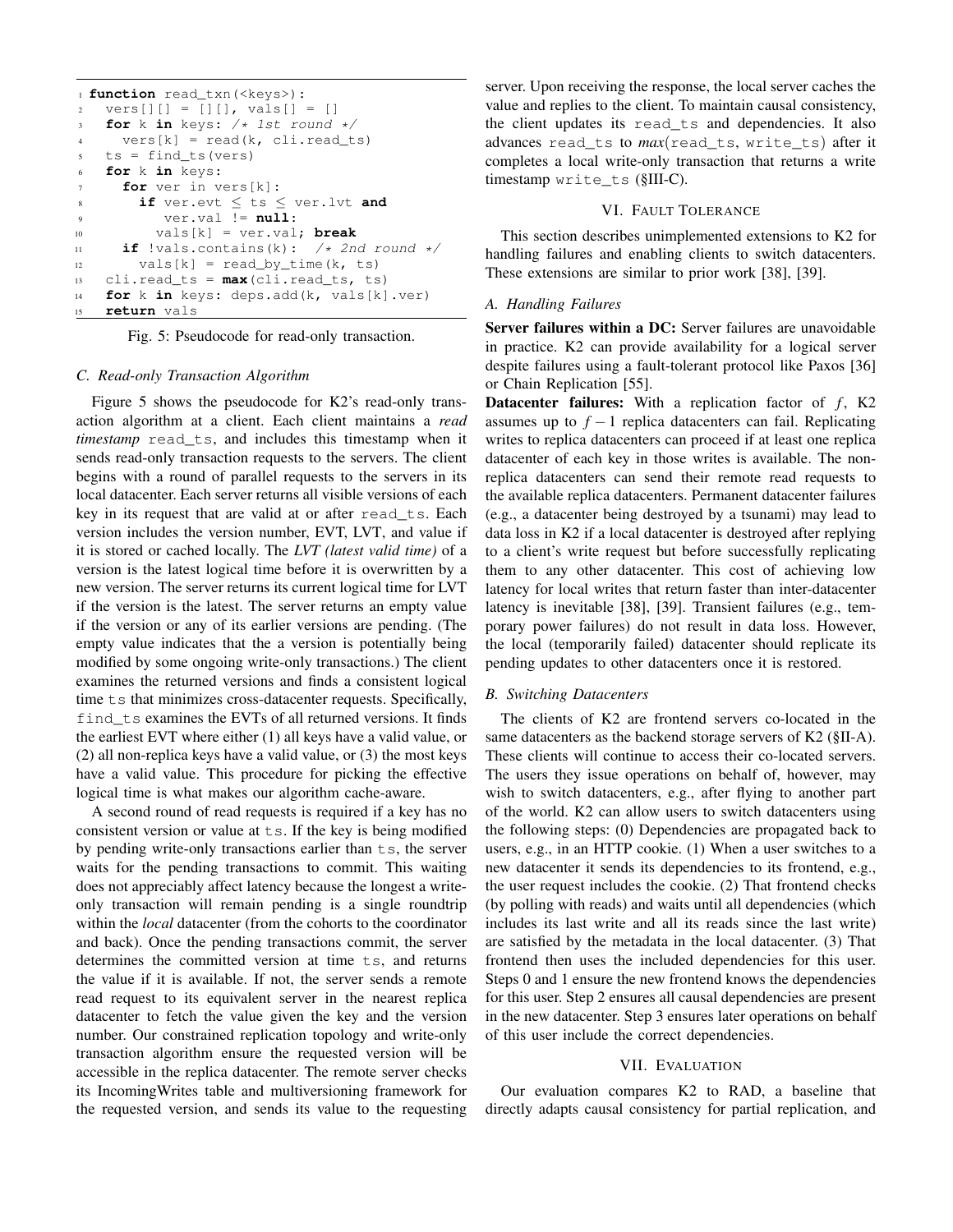```
1  function read_txn(<keys>):
2    vers[][] = [][], vals[] = []
3    for k in keys: /* 1st round */
4      vers[k] = read(k, cli.read_ts)
5    ts = find_ts(vers)
6    for k in keys:
7      for ver in vers[k]:
8        if ver.evt ≤ ts ≤ ver.lvt and
9           ver.val != null:
10         vals[k] = ver.val; break
11     if !vals.contains(k):  /* 2nd round */
12       vals[k] = read_by_time(k, ts)
13   cli.read_ts = max(cli.read_ts, ts)
14   for k in keys: deps.add(k, vals[k].ver)
15   return vals
```

Fig. 5: Pseudocode for read-only transaction.

### C. Read-only Transaction Algorithm

Figure 5 shows the pseudocode for K2's read-only transaction algorithm at a client. Each client maintains a *read timestamp* read_ts, and includes this timestamp when it sends read-only transaction requests to the servers. The client begins with a round of parallel requests to the servers in its local datacenter. Each server returns all visible versions of each key in its request that are valid at or after read_ts. Each version includes the version number, EVT, LVT, and value if it is stored or cached locally. The *LVT (latest valid time)* of a version is the latest logical time before it is overwritten by a new version. The server returns its current logical time for LVT if the version is the latest. The server returns an empty value if the version or any of its earlier versions are pending. (The empty value indicates that the a version is potentially being modified by some ongoing write-only transactions.) The client examines the returned versions and finds a consistent logical time ts that minimizes cross-datacenter requests. Specifically, find_ts examines the EVTs of all returned versions. It finds the earliest EVT where either (1) all keys have a valid value, or (2) all non-replica keys have a valid value, or (3) the most keys have a valid value. This procedure for picking the effective logical time is what makes our algorithm cache-aware.

A second round of read requests is required if a key has no consistent version or value at ts. If the key is being modified by pending write-only transactions earlier than ts, the server waits for the pending transactions to commit. This waiting does not appreciably affect latency because the longest a write-only transaction will remain pending is a single roundtrip within the *local* datacenter (from the cohorts to the coordinator and back). Once the pending transactions commit, the server determines the committed version at time ts, and returns the value if it is available. If not, the server sends a remote read request to its equivalent server in the nearest replica datacenter to fetch the value given the key and the version number. Our constrained replication topology and write-only transaction algorithm ensure the requested version will be accessible in the replica datacenter. The remote server checks its IncomingWrites table and multiversioning framework for the requested version, and sends its value to the requesting server. Upon receiving the response, the local server caches the value and replies to the client. To maintain causal consistency, the client updates its read_ts and dependencies. It also advances read_ts to *max*(read_ts, write_ts) after it completes a local write-only transaction that returns a write timestamp write_ts (§III-C).

## VI. Fault Tolerance

This section describes unimplemented extensions to K2 for handling failures and enabling clients to switch datacenters. These extensions are similar to prior work [38], [39].

### A. Handling Failures

**Server failures within a DC:** Server failures are unavoidable in practice. K2 can provide availability for a logical server despite failures using a fault-tolerant protocol like Paxos [36] or Chain Replication [55].

**Datacenter failures:** With a replication factor of $f$, K2 assumes up to $f-1$ replica datacenters can fail. Replicating writes to replica datacenters can proceed if at least one replica datacenter of each key in those writes is available. The non-replica datacenters can send their remote read requests to the available replica datacenters. Permanent datacenter failures (e.g., a datacenter being destroyed by a tsunami) may lead to data loss in K2 if a local datacenter is destroyed after replying to a client's write request but before successfully replicating them to any other datacenter. This cost of achieving low latency for local writes that return faster than inter-datacenter latency is inevitable [38], [39]. Transient failures (e.g., temporary power failures) do not result in data loss. However, the local (temporarily failed) datacenter should replicate its pending updates to other datacenters once it is restored.

### B. Switching Datacenters

The clients of K2 are frontend servers co-located in the same datacenters as the backend storage servers of K2 (§II-A). These clients will continue to access their co-located servers. The users they issue operations on behalf of, however, may wish to switch datacenters, e.g., after flying to another part of the world. K2 can allow users to switch datacenters using the following steps: (0) Dependencies are propagated back to users, e.g., in an HTTP cookie. (1) When a user switches to a new datacenter it sends its dependencies to its frontend, e.g., the user request includes the cookie. (2) That frontend checks (by polling with reads) and waits until all dependencies (which includes its last write and all its reads since the last write) are satisfied by the metadata in the local datacenter. (3) That frontend then uses the included dependencies for this user. Steps 0 and 1 ensure the new frontend knows the dependencies for this user. Step 2 ensures all causal dependencies are present in the new datacenter. Step 3 ensures later operations on behalf of this user include the correct dependencies.

## VII. Evaluation

Our evaluation compares K2 to RAD, a baseline that directly adapts causal consistency for partial replication, and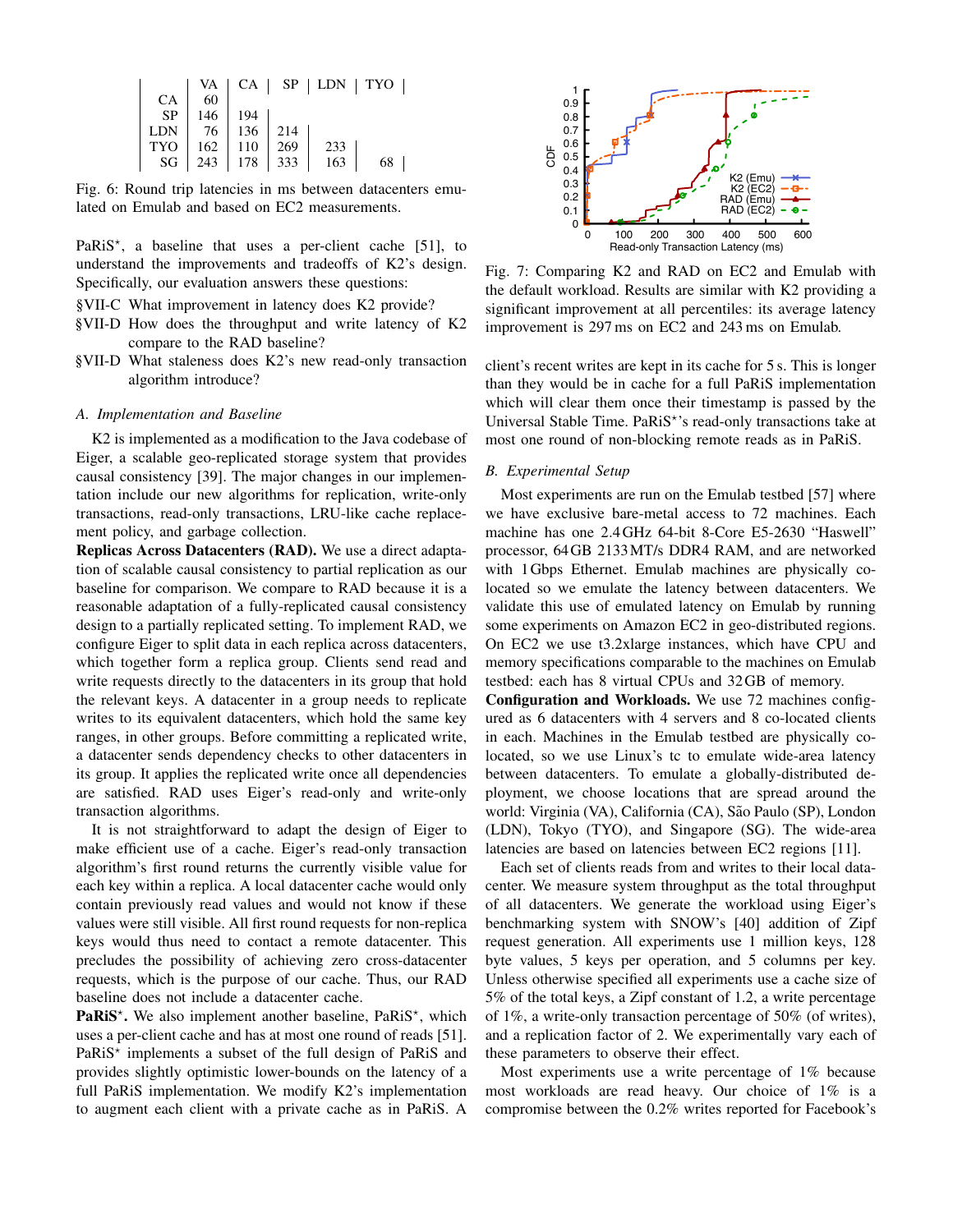|  | VA | CA | SP | LDN | TYO |
|---|---|---|---|---|---|
| CA | 60 | | | | |
| SP | 146 | 194 | | | |
| LDN | 76 | 136 | 214 | | |
| TYO | 162 | 110 | 269 | 233 | |
| SG | 243 | 178 | 333 | 163 | 68 |

Fig. 6: Round trip latencies in ms between datacenters emulated on Emulab and based on EC2 measurements.

PaRiS*, a baseline that uses a per-client cache [51], to understand the improvements and tradeoffs of K2's design. Specifically, our evaluation answers these questions:

- §VII-C What improvement in latency does K2 provide?
- §VII-D How does the throughput and write latency of K2 compare to the RAD baseline?
- §VII-D What staleness does K2's new read-only transaction algorithm introduce?

### A. Implementation and Baseline

K2 is implemented as a modification to the Java codebase of Eiger, a scalable geo-replicated storage system that provides causal consistency [39]. The major changes in our implementation include our new algorithms for replication, write-only transactions, read-only transactions, LRU-like cache replacement policy, and garbage collection.

**Replicas Across Datacenters (RAD).** We use a direct adaptation of scalable causal consistency to partial replication as our baseline for comparison. We compare to RAD because it is a reasonable adaptation of a fully-replicated causal consistency design to a partially replicated setting. To implement RAD, we configure Eiger to split data in each replica across datacenters, which together form a replica group. Clients send read and write requests directly to the datacenters in its group that hold the relevant keys. A datacenter in a group needs to replicate writes to its equivalent datacenters, which hold the same key ranges, in other groups. Before committing a replicated write, a datacenter sends dependency checks to other datacenters in its group. It applies the replicated write once all dependencies are satisfied. RAD uses Eiger's read-only and write-only transaction algorithms.

It is not straightforward to adapt the design of Eiger to make efficient use of a cache. Eiger's read-only transaction algorithm's first round returns the currently visible value for each key within a replica. A local datacenter cache would only contain previously read values and would not know if these values were still visible. All first round requests for non-replica keys would thus need to contact a remote datacenter. This precludes the possibility of achieving zero cross-datacenter requests, which is the purpose of our cache. Thus, our RAD baseline does not include a datacenter cache.

**PaRiS*.** We also implement another baseline, PaRiS*, which uses a per-client cache and has at most one round of reads [51]. PaRiS* implements a subset of the full design of PaRiS and provides slightly optimistic lower-bounds on the latency of a full PaRiS implementation. We modify K2's implementation to augment each client with a private cache as in PaRiS. A client's recent writes are kept in its cache for 5 s. This is longer than they would be in cache for a full PaRiS implementation which will clear them once their timestamp is passed by the Universal Stable Time. PaRiS*'s read-only transactions take at most one round of non-blocking remote reads as in PaRiS.

Fig. 7: Comparing K2 and RAD on EC2 and Emulab with the default workload. Results are similar with K2 providing a significant improvement at all percentiles: its average latency improvement is 297 ms on EC2 and 243 ms on Emulab.

### B. Experimental Setup

Most experiments are run on the Emulab testbed [57] where we have exclusive bare-metal access to 72 machines. Each machine has one 2.4 GHz 64-bit 8-Core E5-2630 "Haswell" processor, 64 GB 2133 MT/s DDR4 RAM, and are networked with 1 Gbps Ethernet. Emulab machines are physically co-located so we emulate the latency between datacenters. We validate this use of emulated latency on Emulab by running some experiments on Amazon EC2 in geo-distributed regions. On EC2 we use t3.2xlarge instances, which have CPU and memory specifications comparable to the machines on Emulab testbed: each has 8 virtual CPUs and 32 GB of memory.

**Configuration and Workloads.** We use 72 machines configured as 6 datacenters with 4 servers and 8 co-located clients in each. Machines in the Emulab testbed are physically co-located, so we use Linux's tc to emulate wide-area latency between datacenters. To emulate a globally-distributed deployment, we choose locations that are spread around the world: Virginia (VA), California (CA), São Paulo (SP), London (LDN), Tokyo (TYO), and Singapore (SG). The wide-area latencies are based on latencies between EC2 regions [11].

Each set of clients reads from and writes to their local datacenter. We measure system throughput as the total throughput of all datacenters. We generate the workload using Eiger's benchmarking system with SNOW's [40] addition of Zipf request generation. All experiments use 1 million keys, 128 byte values, 5 keys per operation, and 5 columns per key. Unless otherwise specified all experiments use a cache size of 5% of the total keys, a Zipf constant of 1.2, a write percentage of 1%, a write-only transaction percentage of 50% (of writes), and a replication factor of 2. We experimentally vary each of these parameters to observe their effect.

Most experiments use a write percentage of 1% because most workloads are read heavy. Our choice of 1% is a compromise between the 0.2% writes reported for Facebook's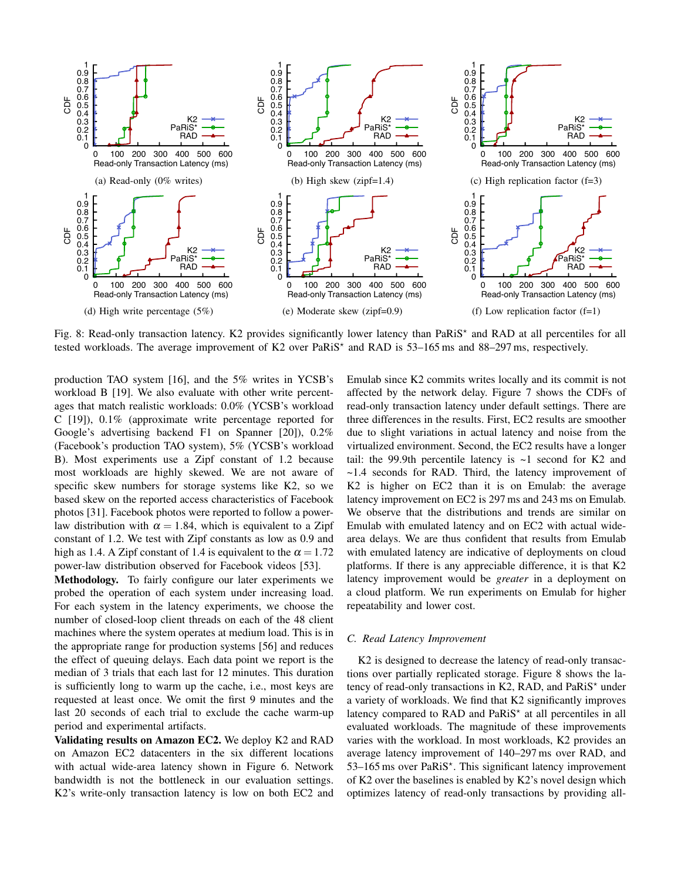Fig. 8: Read-only transaction latency. K2 provides significantly lower latency than PaRiS* and RAD at all percentiles for all tested workloads. The average improvement of K2 over PaRiS* and RAD is 53–165 ms and 88–297 ms, respectively.

production TAO system [16], and the 5% writes in YCSB's workload B [19]. We also evaluate with other write percentages that match realistic workloads: 0.0% (YCSB's workload C [19]), 0.1% (approximate write percentage reported for Google's advertising backend F1 on Spanner [20]), 0.2% (Facebook's production TAO system), 5% (YCSB's workload B). Most experiments use a Zipf constant of 1.2 because most workloads are highly skewed. We are not aware of specific skew numbers for storage systems like K2, so we based skew on the reported access characteristics of Facebook photos [31]. Facebook photos were reported to follow a power-law distribution with $\alpha = 1.84$, which is equivalent to a Zipf constant of 1.2. We test with Zipf constants as low as 0.9 and high as 1.4. A Zipf constant of 1.4 is equivalent to the $\alpha = 1.72$ power-law distribution observed for Facebook videos [53].

**Methodology.** To fairly configure our later experiments we probed the operation of each system under increasing load. For each system in the latency experiments, we choose the number of closed-loop client threads on each of the 48 client machines where the system operates at medium load. This is in the appropriate range for production systems [56] and reduces the effect of queuing delays. Each data point we report is the median of 3 trials that each last for 12 minutes. This duration is sufficiently long to warm up the cache, i.e., most keys are requested at least once. We omit the first 9 minutes and the last 20 seconds of each trial to exclude the cache warm-up period and experimental artifacts.

**Validating results on Amazon EC2.** We deploy K2 and RAD on Amazon EC2 datacenters in the six different locations with actual wide-area latency shown in Figure 6. Network bandwidth is not the bottleneck in our evaluation settings. K2's write-only transaction latency is low on both EC2 and Emulab since K2 commits writes locally and its commit is not affected by the network delay. Figure 7 shows the CDFs of read-only transaction latency under default settings. There are three differences in the results. First, EC2 results are smoother due to slight variations in actual latency and noise from the virtualized environment. Second, the EC2 results have a longer tail: the 99.9th percentile latency is ~1 second for K2 and ~1.4 seconds for RAD. Third, the latency improvement of K2 is higher on EC2 than it is on Emulab: the average latency improvement on EC2 is 297 ms and 243 ms on Emulab. We observe that the distributions and trends are similar on Emulab with emulated latency and on EC2 with actual wide-area delays. We are thus confident that results from Emulab with emulated latency are indicative of deployments on cloud platforms. If there is any appreciable difference, it is that K2 latency improvement would be *greater* in a deployment on a cloud platform. We run experiments on Emulab for higher repeatability and lower cost.

### C. Read Latency Improvement

K2 is designed to decrease the latency of read-only transactions over partially replicated storage. Figure 8 shows the latency of read-only transactions in K2, RAD, and PaRiS* under a variety of workloads. We find that K2 significantly improves latency compared to RAD and PaRiS* at all percentiles in all evaluated workloads. The magnitude of these improvements varies with the workload. In most workloads, K2 provides an average latency improvement of 140–297 ms over RAD, and 53–165 ms over PaRiS*. This significant latency improvement of K2 over the baselines is enabled by K2's novel design which optimizes latency of read-only transactions by providing all-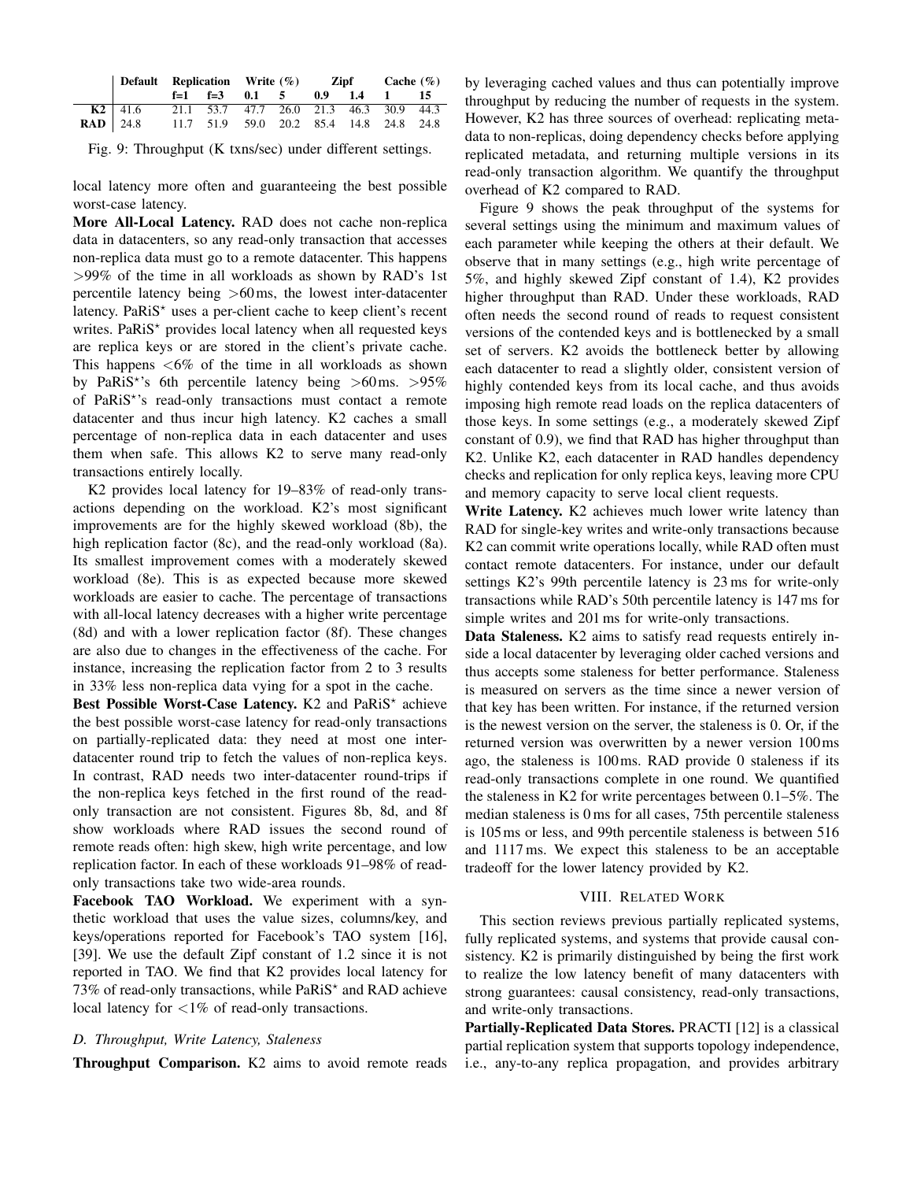| | Default | Replication | | Write (%) | | Zipf | | Cache (%) | |
|---|---|---|---|---|---|---|---|---|---|
| | | f=1 | f=3 | 0.1 | 5 | 0.9 | 1.4 | 1 | 15 |
| **K2** | 41.6 | 21.1 | 53.7 | 47.7 | 26.0 | 21.3 | 46.3 | 30.9 | 44.3 |
| **RAD** | 24.8 | 11.7 | 51.9 | 59.0 | 20.2 | 85.4 | 14.8 | 24.8 | 24.8 |

Fig. 9: Throughput (K txns/sec) under different settings.

local latency more often and guaranteeing the best possible worst-case latency.

**More All-Local Latency.** RAD does not cache non-replica data in datacenters, so any read-only transaction that accesses non-replica data must go to a remote datacenter. This happens >99% of the time in all workloads as shown by RAD's 1st percentile latency being >60 ms, the lowest inter-datacenter latency. PaRiS⋆ uses a per-client cache to keep client's recent writes. PaRiS⋆ provides local latency when all requested keys are replica keys or are stored in the client's private cache. This happens <6% of the time in all workloads as shown by PaRiS⋆'s 6th percentile latency being >60 ms. >95% of PaRiS⋆'s read-only transactions must contact a remote datacenter and thus incur high latency. K2 caches a small percentage of non-replica data in each datacenter and uses them when safe. This allows K2 to serve many read-only transactions entirely locally.

K2 provides local latency for 19–83% of read-only transactions depending on the workload. K2's most significant improvements are for the highly skewed workload (8b), the high replication factor (8c), and the read-only workload (8a). Its smallest improvement comes with a moderately skewed workload (8e). This is as expected because more skewed workloads are easier to cache. The percentage of transactions with all-local latency decreases with a higher write percentage (8d) and with a lower replication factor (8f). These changes are also due to changes in the effectiveness of the cache. For instance, increasing the replication factor from 2 to 3 results in 33% less non-replica data vying for a spot in the cache.

**Best Possible Worst-Case Latency.** K2 and PaRiS⋆ achieve the best possible worst-case latency for read-only transactions on partially-replicated data: they need at most one inter-datacenter round trip to fetch the values of non-replica keys. In contrast, RAD needs two inter-datacenter round-trips if the non-replica keys fetched in the first round of the read-only transaction are not consistent. Figures 8b, 8d, and 8f show workloads where RAD issues the second round of remote reads often: high skew, high write percentage, and low replication factor. In each of these workloads 91–98% of read-only transactions take two wide-area rounds.

**Facebook TAO Workload.** We experiment with a synthetic workload that uses the value sizes, columns/key, and keys/operations reported for Facebook's TAO system [16], [39]. We use the default Zipf constant of 1.2 since it is not reported in TAO. We find that K2 provides local latency for 73% of read-only transactions, while PaRiS⋆ and RAD achieve local latency for <1% of read-only transactions.

### *D. Throughput, Write Latency, Staleness*

**Throughput Comparison.** K2 aims to avoid remote reads by leveraging cached values and thus can potentially improve throughput by reducing the number of requests in the system. However, K2 has three sources of overhead: replicating metadata to non-replicas, doing dependency checks before applying replicated metadata, and returning multiple versions in its read-only transaction algorithm. We quantify the throughput overhead of K2 compared to RAD.

Figure 9 shows the peak throughput of the systems for several settings using the minimum and maximum values of each parameter while keeping the others at their default. We observe that in many settings (e.g., high write percentage of 5%, and highly skewed Zipf constant of 1.4), K2 provides higher throughput than RAD. Under these workloads, RAD often needs the second round of reads to request consistent versions of the contended keys and is bottlenecked by a small set of servers. K2 avoids the bottleneck better by allowing each datacenter to read a slightly older, consistent version of highly contended keys from its local cache, and thus avoids imposing high remote read loads on the replica datacenters of those keys. In some settings (e.g., a moderately skewed Zipf constant of 0.9), we find that RAD has higher throughput than K2. Unlike K2, each datacenter in RAD handles dependency checks and replication for only replica keys, leaving more CPU and memory capacity to serve local client requests.

**Write Latency.** K2 achieves much lower write latency than RAD for single-key writes and write-only transactions because K2 can commit write operations locally, while RAD often must contact remote datacenters. For instance, under our default settings K2's 99th percentile latency is 23 ms for write-only transactions while RAD's 50th percentile latency is 147 ms for simple writes and 201 ms for write-only transactions.

**Data Staleness.** K2 aims to satisfy read requests entirely inside a local datacenter by leveraging older cached versions and thus accepts some staleness for better performance. Staleness is measured on servers as the time since a newer version of that key has been written. For instance, if the returned version is the newest version on the server, the staleness is 0. Or, if the returned version was overwritten by a newer version 100 ms ago, the staleness is 100 ms. RAD provide 0 staleness if its read-only transactions complete in one round. We quantified the staleness in K2 for write percentages between 0.1–5%. The median staleness is 0 ms for all cases, 75th percentile staleness is 105 ms or less, and 99th percentile staleness is between 516 and 1117 ms. We expect this staleness to be an acceptable tradeoff for the lower latency provided by K2.

## VIII. Related Work

This section reviews previous partially replicated systems, fully replicated systems, and systems that provide causal consistency. K2 is primarily distinguished by being the first work to realize the low latency benefit of many datacenters with strong guarantees: causal consistency, read-only transactions, and write-only transactions.

**Partially-Replicated Data Stores.** PRACTI [12] is a classical partial replication system that supports topology independence, i.e., any-to-any replica propagation, and provides arbitrary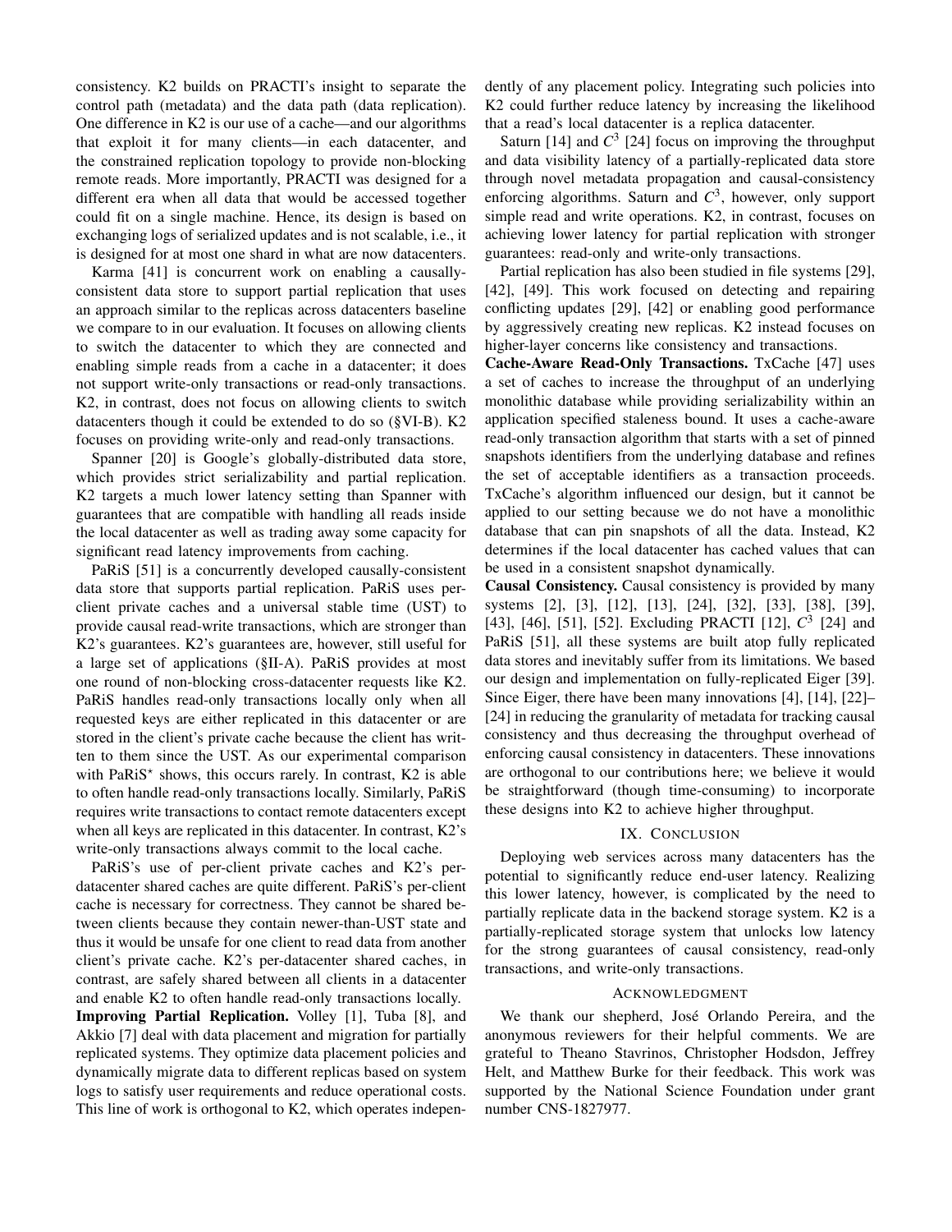consistency. K2 builds on PRACTI's insight to separate the control path (metadata) and the data path (data replication). One difference in K2 is our use of a cache—and our algorithms that exploit it for many clients—in each datacenter, and the constrained replication topology to provide non-blocking remote reads. More importantly, PRACTI was designed for a different era when all data that would be accessed together could fit on a single machine. Hence, its design is based on exchanging logs of serialized updates and is not scalable, i.e., it is designed for at most one shard in what are now datacenters.

Karma [41] is concurrent work on enabling a causally-consistent data store to support partial replication that uses an approach similar to the replicas across datacenters baseline we compare to in our evaluation. It focuses on allowing clients to switch the datacenter to which they are connected and enabling simple reads from a cache in a datacenter; it does not support write-only transactions or read-only transactions. K2, in contrast, does not focus on allowing clients to switch datacenters though it could be extended to do so (§VI-B). K2 focuses on providing write-only and read-only transactions.

Spanner [20] is Google's globally-distributed data store, which provides strict serializability and partial replication. K2 targets a much lower latency setting than Spanner with guarantees that are compatible with handling all reads inside the local datacenter as well as trading away some capacity for significant read latency improvements from caching.

PaRiS [51] is a concurrently developed causally-consistent data store that supports partial replication. PaRiS uses per-client private caches and a universal stable time (UST) to provide causal read-write transactions, which are stronger than K2's guarantees. K2's guarantees are, however, still useful for a large set of applications (§II-A). PaRiS provides at most one round of non-blocking cross-datacenter requests like K2. PaRiS handles read-only transactions locally only when all requested keys are either replicated in this datacenter or are stored in the client's private cache because the client has written to them since the UST. As our experimental comparison with PaRiS* shows, this occurs rarely. In contrast, K2 is able to often handle read-only transactions locally. Similarly, PaRiS requires write transactions to contact remote datacenters except when all keys are replicated in this datacenter. In contrast, K2's write-only transactions always commit to the local cache.

PaRiS's use of per-client private caches and K2's per-datacenter shared caches are quite different. PaRiS's per-client cache is necessary for correctness. They cannot be shared between clients because they contain newer-than-UST state and thus it would be unsafe for one client to read data from another client's private cache. K2's per-datacenter shared caches, in contrast, are safely shared between all clients in a datacenter and enable K2 to often handle read-only transactions locally.

**Improving Partial Replication.** Volley [1], Tuba [8], and Akkio [7] deal with data placement and migration for partially replicated systems. They optimize data placement policies and dynamically migrate data to different replicas based on system logs to satisfy user requirements and reduce operational costs. This line of work is orthogonal to K2, which operates independently of any placement policy. Integrating such policies into K2 could further reduce latency by increasing the likelihood that a read's local datacenter is a replica datacenter.

Saturn [14] and $C^3$ [24] focus on improving the throughput and data visibility latency of a partially-replicated data store through novel metadata propagation and causal-consistency enforcing algorithms. Saturn and $C^3$, however, only support simple read and write operations. K2, in contrast, focuses on achieving lower latency for partial replication with stronger guarantees: read-only and write-only transactions.

Partial replication has also been studied in file systems [29], [42], [49]. This work focused on detecting and repairing conflicting updates [29], [42] or enabling good performance by aggressively creating new replicas. K2 instead focuses on higher-layer concerns like consistency and transactions.

**Cache-Aware Read-Only Transactions.** TxCache [47] uses a set of caches to increase the throughput of an underlying monolithic database while providing serializability within an application specified staleness bound. It uses a cache-aware read-only transaction algorithm that starts with a set of pinned snapshots identifiers from the underlying database and refines the set of acceptable identifiers as a transaction proceeds. TxCache's algorithm influenced our design, but it cannot be applied to our setting because we do not have a monolithic database that can pin snapshots of all the data. Instead, K2 determines if the local datacenter has cached values that can be used in a consistent snapshot dynamically.

**Causal Consistency.** Causal consistency is provided by many systems [2], [3], [12], [13], [24], [32], [33], [38], [39], [43], [46], [51], [52]. Excluding PRACTI [12], $C^3$ [24] and PaRiS [51], all these systems are built atop fully replicated data stores and inevitably suffer from its limitations. We based our design and implementation on fully-replicated Eiger [39]. Since Eiger, there have been many innovations [4], [14], [22]–[24] in reducing the granularity of metadata for tracking causal consistency and thus decreasing the throughput overhead of enforcing causal consistency in datacenters. These innovations are orthogonal to our contributions here; we believe it would be straightforward (though time-consuming) to incorporate these designs into K2 to achieve higher throughput.

## IX. Conclusion

Deploying web services across many datacenters has the potential to significantly reduce end-user latency. Realizing this lower latency, however, is complicated by the need to partially replicate data in the backend storage system. K2 is a partially-replicated storage system that unlocks low latency for the strong guarantees of causal consistency, read-only transactions, and write-only transactions.

## Acknowledgment

We thank our shepherd, José Orlando Pereira, and the anonymous reviewers for their helpful comments. We are grateful to Theano Stavrinos, Christopher Hodsdon, Jeffrey Helt, and Matthew Burke for their feedback. This work was supported by the National Science Foundation under grant number CNS-1827977.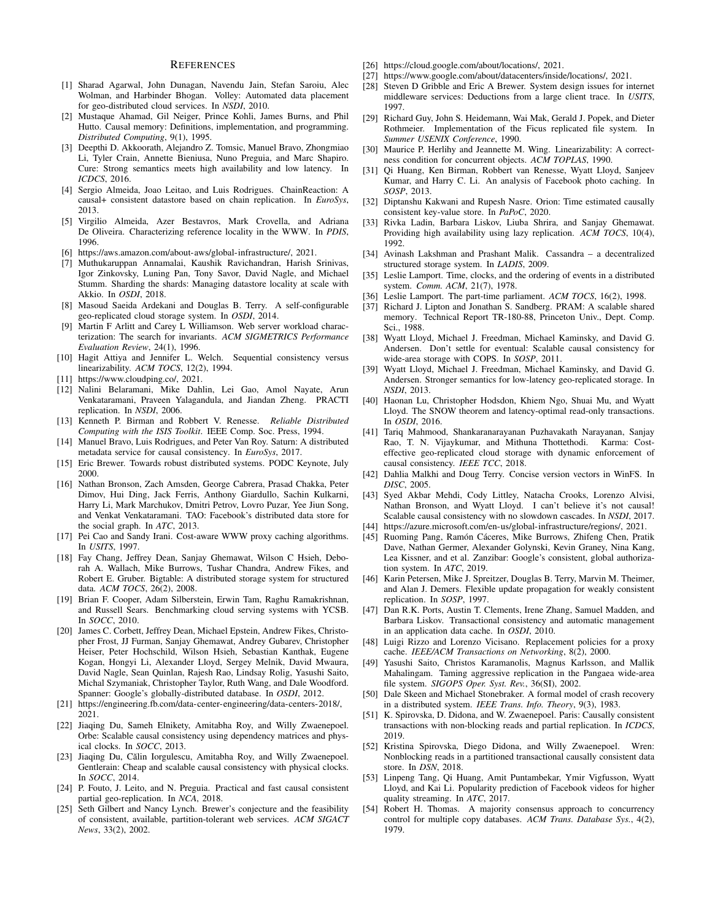## References

[1] Sharad Agarwal, John Dunagan, Navendu Jain, Stefan Saroiu, Alec Wolman, and Harbinder Bhogan. Volley: Automated data placement for geo-distributed cloud services. In *NSDI*, 2010.

[2] Mustaque Ahamad, Gil Neiger, Prince Kohli, James Burns, and Phil Hutto. Causal memory: Definitions, implementation, and programming. *Distributed Computing*, 9(1), 1995.

[3] Deepthi D. Akkoorath, Alejandro Z. Tomsic, Manuel Bravo, Zhongmiao Li, Tyler Crain, Annette Bieniusa, Nuno Preguia, and Marc Shapiro. Cure: Strong semantics meets high availability and low latency. In *ICDCS*, 2016.

[4] Sergio Almeida, Joao Leitao, and Luis Rodrigues. ChainReaction: A causal+ consistent datastore based on chain replication. In *EuroSys*, 2013.

[5] Virgilio Almeida, Azer Bestavros, Mark Crovella, and Adriana De Oliveira. Characterizing reference locality in the WWW. In *PDIS*, 1996.

[6] https://aws.amazon.com/about-aws/global-infrastructure/, 2021.

[7] Muthukaruppan Annamalai, Kaushik Ravichandran, Harish Srinivas, Igor Zinkovsky, Luning Pan, Tony Savor, David Nagle, and Michael Stumm. Sharding the shards: Managing datastore locality at scale with Akkio. In *OSDI*, 2018.

[8] Masoud Saeida Ardekani and Douglas B. Terry. A self-configurable geo-replicated cloud storage system. In *OSDI*, 2014.

[9] Martin F Arlitt and Carey L Williamson. Web server workload characterization: The search for invariants. *ACM SIGMETRICS Performance Evaluation Review*, 24(1), 1996.

[10] Hagit Attiya and Jennifer L. Welch. Sequential consistency versus linearizability. *ACM TOCS*, 12(2), 1994.

[11] https://www.cloudping.co/, 2021.

[12] Nalini Belaramani, Mike Dahlin, Lei Gao, Amol Nayate, Arun Venkataramani, Praveen Yalagandula, and Jiandan Zheng. PRACTI replication. In *NSDI*, 2006.

[13] Kenneth P. Birman and Robbert V. Renesse. *Reliable Distributed Computing with the ISIS Toolkit*. IEEE Comp. Soc. Press, 1994.

[14] Manuel Bravo, Luis Rodrigues, and Peter Van Roy. Saturn: A distributed metadata service for causal consistency. In *EuroSys*, 2017.

[15] Eric Brewer. Towards robust distributed systems. PODC Keynote, July 2000.

[16] Nathan Bronson, Zach Amsden, George Cabrera, Prasad Chakka, Peter Dimov, Hui Ding, Jack Ferris, Anthony Giardullo, Sachin Kulkarni, Harry Li, Mark Marchukov, Dmitri Petrov, Lovro Puzar, Yee Jiun Song, and Venkat Venkataramani. TAO: Facebook's distributed data store for the social graph. In *ATC*, 2013.

[17] Pei Cao and Sandy Irani. Cost-aware WWW proxy caching algorithms. In *USITS*, 1997.

[18] Fay Chang, Jeffrey Dean, Sanjay Ghemawat, Wilson C Hsieh, Deborah A. Wallach, Mike Burrows, Tushar Chandra, Andrew Fikes, and Robert E. Gruber. Bigtable: A distributed storage system for structured data. *ACM TOCS*, 26(2), 2008.

[19] Brian F. Cooper, Adam Silberstein, Erwin Tam, Raghu Ramakrishnan, and Russell Sears. Benchmarking cloud serving systems with YCSB. In *SOCC*, 2010.

[20] James C. Corbett, Jeffrey Dean, Michael Epstein, Andrew Fikes, Christopher Frost, JJ Furman, Sanjay Ghemawat, Andrey Gubarev, Christopher Heiser, Peter Hochschild, Wilson Hsieh, Sebastian Kanthak, Eugene Kogan, Hongyi Li, Alexander Lloyd, Sergey Melnik, David Mwaura, David Nagle, Sean Quinlan, Rajesh Rao, Lindsay Rolig, Yasushi Saito, Michal Szymaniak, Christopher Taylor, Ruth Wang, and Dale Woodford. Spanner: Google's globally-distributed database. In *OSDI*, 2012.

[21] https://engineering.fb.com/data-center-engineering/data-centers-2018/, 2021.

[22] Jiaqing Du, Sameh Elnikety, Amitabha Roy, and Willy Zwaenepoel. Orbe: Scalable causal consistency using dependency matrices and physical clocks. In *SOCC*, 2013.

[23] Jiaqing Du, Călin Iorgulescu, Amitabha Roy, and Willy Zwaenepoel. Gentlerain: Cheap and scalable causal consistency with physical clocks. In *SOCC*, 2014.

[24] P. Fouto, J. Leito, and N. Preguia. Practical and fast causal consistent partial geo-replication. In *NCA*, 2018.

[25] Seth Gilbert and Nancy Lynch. Brewer's conjecture and the feasibility of consistent, available, partition-tolerant web services. *ACM SIGACT News*, 33(2), 2002.

[26] https://cloud.google.com/about/locations/, 2021.

[27] https://www.google.com/about/datacenters/inside/locations/, 2021.

[28] Steven D Gribble and Eric A Brewer. System design issues for internet middleware services: Deductions from a large client trace. In *USITS*, 1997.

[29] Richard Guy, John S. Heidemann, Wai Mak, Gerald J. Popek, and Dieter Rothmeier. Implementation of the Ficus replicated file system. In *Summer USENIX Conference*, 1990.

[30] Maurice P. Herlihy and Jeannette M. Wing. Linearizability: A correctness condition for concurrent objects. *ACM TOPLAS*, 1990.

[31] Qi Huang, Ken Birman, Robbert van Renesse, Wyatt Lloyd, Sanjeev Kumar, and Harry C. Li. An analysis of Facebook photo caching. In *SOSP*, 2013.

[32] Diptanshu Kakwani and Rupesh Nasre. Orion: Time estimated causally consistent key-value store. In *PaPoC*, 2020.

[33] Rivka Ladin, Barbara Liskov, Liuba Shrira, and Sanjay Ghemawat. Providing high availability using lazy replication. *ACM TOCS*, 10(4), 1992.

[34] Avinash Lakshman and Prashant Malik. Cassandra – a decentralized structured storage system. In *LADIS*, 2009.

[35] Leslie Lamport. Time, clocks, and the ordering of events in a distributed system. *Comm. ACM*, 21(7), 1978.

[36] Leslie Lamport. The part-time parliament. *ACM TOCS*, 16(2), 1998.

[37] Richard J. Lipton and Jonathan S. Sandberg. PRAM: A scalable shared memory. Technical Report TR-180-88, Princeton Univ., Dept. Comp. Sci., 1988.

[38] Wyatt Lloyd, Michael J. Freedman, Michael Kaminsky, and David G. Andersen. Don't settle for eventual: Scalable causal consistency for wide-area storage with COPS. In *SOSP*, 2011.

[39] Wyatt Lloyd, Michael J. Freedman, Michael Kaminsky, and David G. Andersen. Stronger semantics for low-latency geo-replicated storage. In *NSDI*, 2013.

[40] Haonan Lu, Christopher Hodsdon, Khiem Ngo, Shuai Mu, and Wyatt Lloyd. The SNOW theorem and latency-optimal read-only transactions. In *OSDI*, 2016.

[41] Tariq Mahmood, Shankaranarayanan Puzhavakath Narayanan, Sanjay Rao, T. N. Vijaykumar, and Mithuna Thottethodi. Karma: Cost-effective geo-replicated cloud storage with dynamic enforcement of causal consistency. *IEEE TCC*, 2018.

[42] Dahlia Malkhi and Doug Terry. Concise version vectors in WinFS. In *DISC*, 2005.

[43] Syed Akbar Mehdi, Cody Littley, Natacha Crooks, Lorenzo Alvisi, Nathan Bronson, and Wyatt Lloyd. I can't believe it's not causal! Scalable causal consistency with no slowdown cascades. In *NSDI*, 2017.

[44] https://azure.microsoft.com/en-us/global-infrastructure/regions/, 2021.

[45] Ruoming Pang, Ramón Cáceres, Mike Burrows, Zhifeng Chen, Pratik Dave, Nathan Germer, Alexander Golynski, Kevin Graney, Nina Kang, Lea Kissner, and et al. Zanzibar: Google's consistent, global authorization system. In *ATC*, 2019.

[46] Karin Petersen, Mike J. Spreitzer, Douglas B. Terry, Marvin M. Theimer, and Alan J. Demers. Flexible update propagation for weakly consistent replication. In *SOSP*, 1997.

[47] Dan R.K. Ports, Austin T. Clements, Irene Zhang, Samuel Madden, and Barbara Liskov. Transactional consistency and automatic management in an application data cache. In *OSDI*, 2010.

[48] Luigi Rizzo and Lorenzo Vicisano. Replacement policies for a proxy cache. *IEEE/ACM Transactions on Networking*, 8(2), 2000.

[49] Yasushi Saito, Christos Karamanolis, Magnus Karlsson, and Mallik Mahalingam. Taming aggressive replication in the Pangaea wide-area file system. *SIGOPS Oper. Syst. Rev.*, 36(SI), 2002.

[50] Dale Skeen and Michael Stonebraker. A formal model of crash recovery in a distributed system. *IEEE Trans. Info. Theory*, 9(3), 1983.

[51] K. Spirovska, D. Didona, and W. Zwaenepoel. Paris: Causally consistent transactions with non-blocking reads and partial replication. In *ICDCS*, 2019.

[52] Kristina Spirovska, Diego Didona, and Willy Zwaenepoel. Wren: Nonblocking reads in a partitioned transactional causally consistent data store. In *DSN*, 2018.

[53] Linpeng Tang, Qi Huang, Amit Puntambekar, Ymir Vigfusson, Wyatt Lloyd, and Kai Li. Popularity prediction of Facebook videos for higher quality streaming. In *ATC*, 2017.

[54] Robert H. Thomas. A majority consensus approach to concurrency control for multiple copy databases. *ACM Trans. Database Sys.*, 4(2), 1979.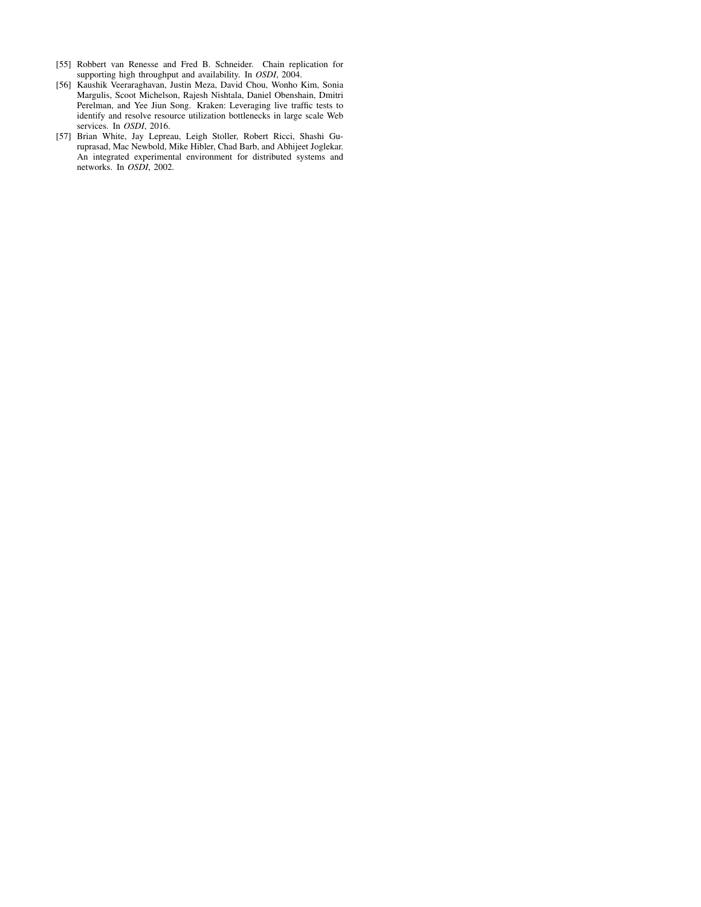[55] Robbert van Renesse and Fred B. Schneider. Chain replication for supporting high throughput and availability. In *OSDI*, 2004.

[56] Kaushik Veeraraghavan, Justin Meza, David Chou, Wonho Kim, Sonia Margulis, Scoot Michelson, Rajesh Nishtala, Daniel Obenshain, Dmitri Perelman, and Yee Jiun Song. Kraken: Leveraging live traffic tests to identify and resolve resource utilization bottlenecks in large scale Web services. In *OSDI*, 2016.

[57] Brian White, Jay Lepreau, Leigh Stoller, Robert Ricci, Shashi Guruprasad, Mac Newbold, Mike Hibler, Chad Barb, and Abhijeet Joglekar. An integrated experimental environment for distributed systems and networks. In *OSDI*, 2002.